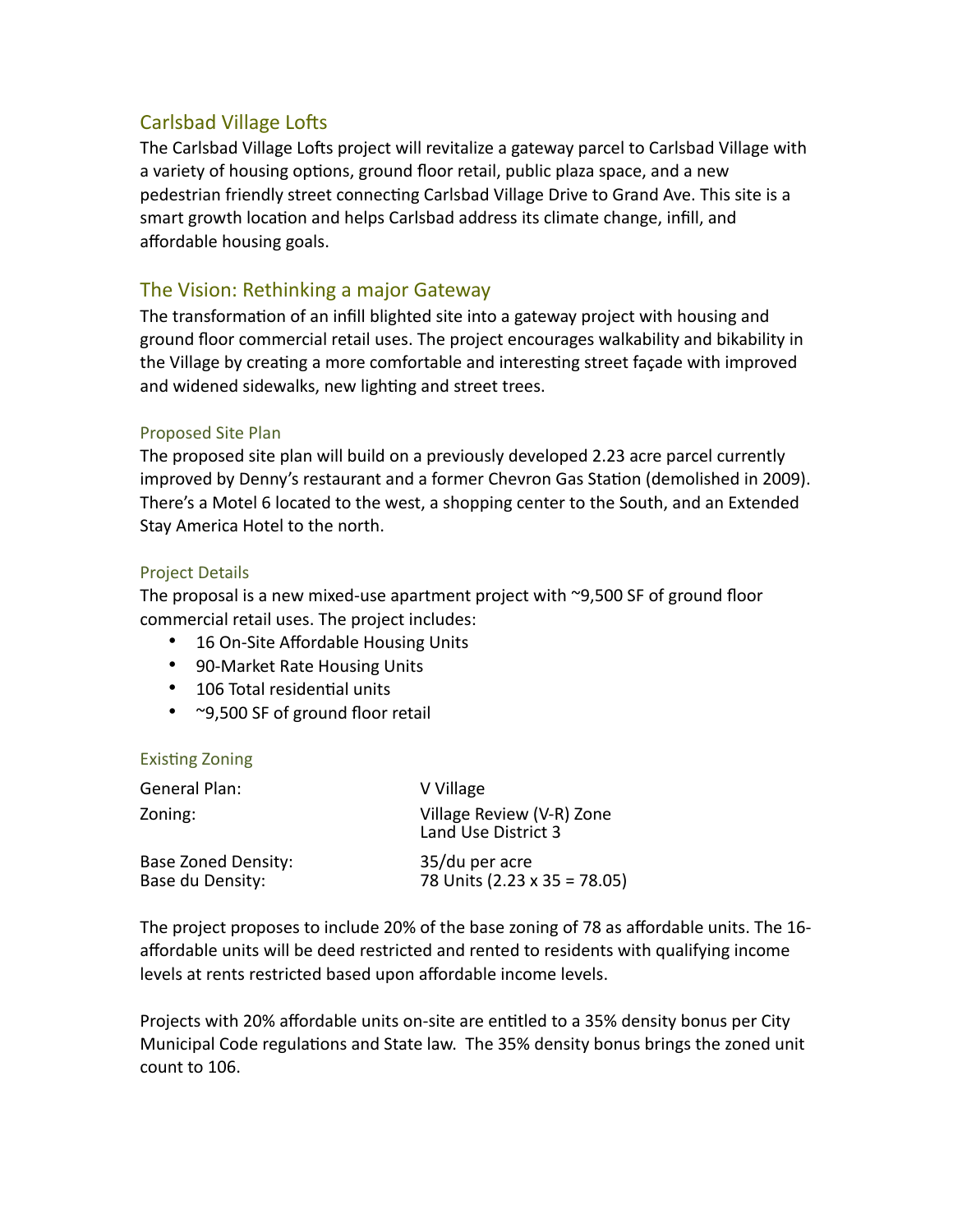## Carlsbad Village Lofts

The Carlsbad Village Lofts project will revitalize a gateway parcel to Carlsbad Village with a variety of housing options, ground floor retail, public plaza space, and a new pedestrian friendly street connecting Carlsbad Village Drive to Grand Ave. This site is a smart growth location and helps Carlsbad address its climate change, infill, and affordable housing goals.

## The Vision: Rethinking a major Gateway

The transformation of an infill blighted site into a gateway project with housing and ground floor commercial retail uses. The project encourages walkability and bikability in the Village by creating a more comfortable and interesting street façade with improved and widened sidewalks, new lighting and street trees.

### Proposed Site Plan

The proposed site plan will build on a previously developed 2.23 acre parcel currently improved by Denny's restaurant and a former Chevron Gas Station (demolished in 2009). There's a Motel 6 located to the west, a shopping center to the South, and an Extended Stay America Hotel to the north.

### Project Details

The proposal is a new mixed-use apartment project with ~9,500 SF of ground floor commercial retail uses. The project includes:

- 16 On-Site Affordable Housing Units
- 90-Market Rate Housing Units
- 106 Total residential units
- ~9,500 SF of ground floor retail

### Existing Zoning

| | |
|---|---|
| General Plan: | V Village |
| Zoning: | Village Review (V-R) Zone<br>Land Use District 3 |
| Base Zoned Density: | 35/du per acre |
| Base du Density: | 78 Units (2.23 x 35 = 78.05) |

The project proposes to include 20% of the base zoning of 78 as affordable units. The 16-affordable units will be deed restricted and rented to residents with qualifying income levels at rents restricted based upon affordable income levels.

Projects with 20% affordable units on-site are entitled to a 35% density bonus per City Municipal Code regulations and State law. The 35% density bonus brings the zoned unit count to 106.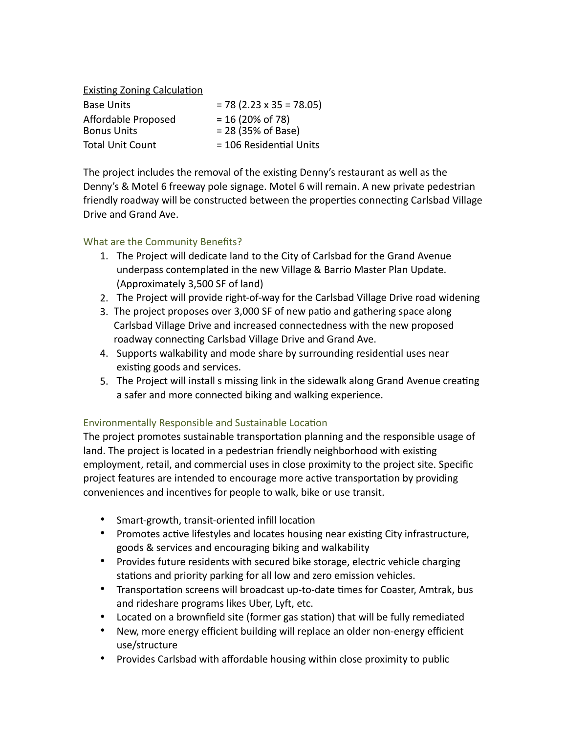<u>Existing Zoning Calculation</u>

| | |
|---|---|
| Base Units | = 78 (2.23 x 35 = 78.05) |
| Affordable Proposed | = 16 (20% of 78) |
| Bonus Units | = 28 (35% of Base) |
| Total Unit Count | = 106 Residential Units |

The project includes the removal of the existing Denny's restaurant as well as the Denny's & Motel 6 freeway pole signage. Motel 6 will remain. A new private pedestrian friendly roadway will be constructed between the properties connecting Carlsbad Village Drive and Grand Ave.

### What are the Community Benefits?

1. The Project will dedicate land to the City of Carlsbad for the Grand Avenue underpass contemplated in the new Village & Barrio Master Plan Update. (Approximately 3,500 SF of land)
2. The Project will provide right-of-way for the Carlsbad Village Drive road widening
3. The project proposes over 3,000 SF of new patio and gathering space along Carlsbad Village Drive and increased connectedness with the new proposed roadway connecting Carlsbad Village Drive and Grand Ave.
4. Supports walkability and mode share by surrounding residential uses near existing goods and services.
5. The Project will install s missing link in the sidewalk along Grand Avenue creating a safer and more connected biking and walking experience.

### Environmentally Responsible and Sustainable Location

The project promotes sustainable transportation planning and the responsible usage of land. The project is located in a pedestrian friendly neighborhood with existing employment, retail, and commercial uses in close proximity to the project site. Specific project features are intended to encourage more active transportation by providing conveniences and incentives for people to walk, bike or use transit.

- Smart-growth, transit-oriented infill location
- Promotes active lifestyles and locates housing near existing City infrastructure, goods & services and encouraging biking and walkability
- Provides future residents with secured bike storage, electric vehicle charging stations and priority parking for all low and zero emission vehicles.
- Transportation screens will broadcast up-to-date times for Coaster, Amtrak, bus and rideshare programs likes Uber, Lyft, etc.
- Located on a brownfield site (former gas station) that will be fully remediated
- New, more energy efficient building will replace an older non-energy efficient use/structure
- Provides Carlsbad with affordable housing within close proximity to public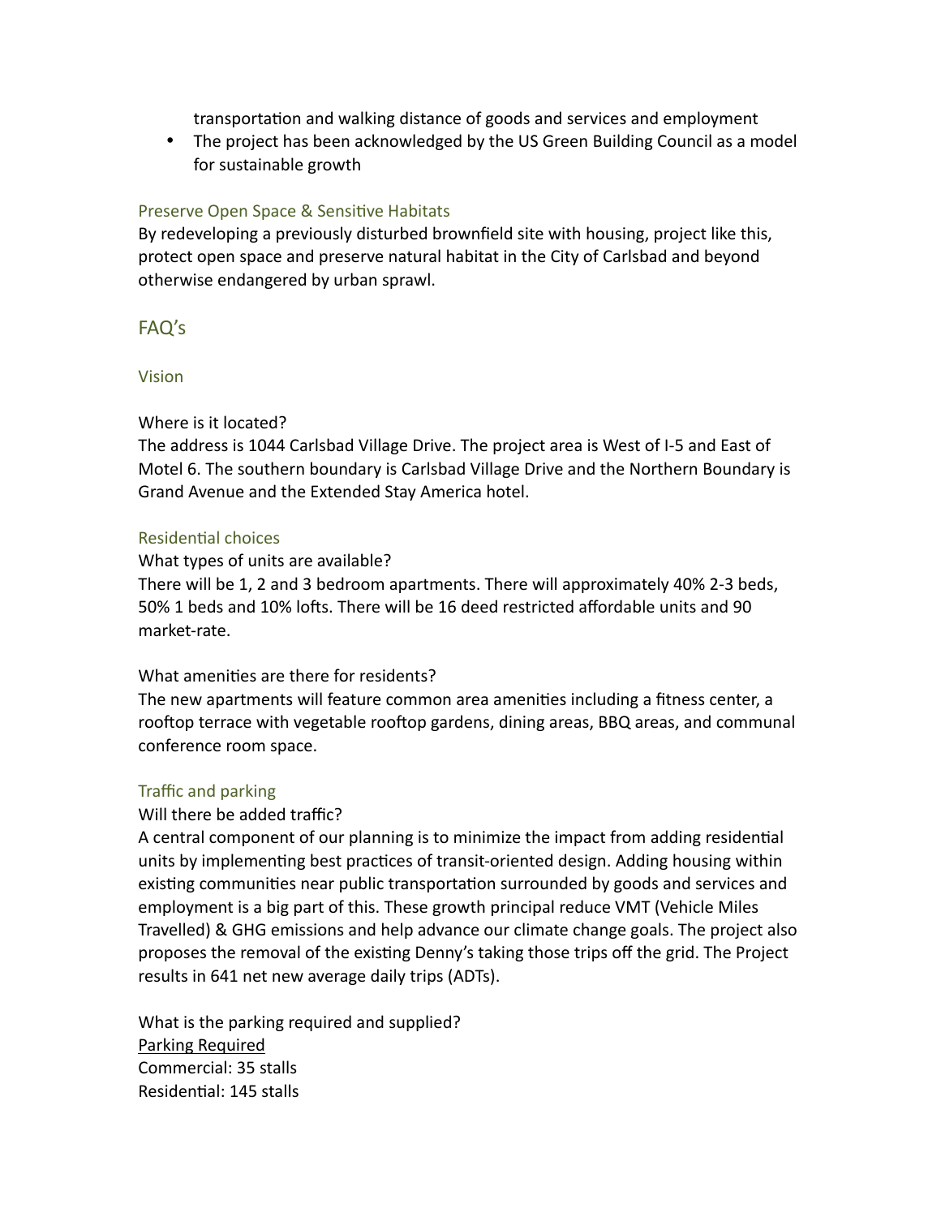transportation and walking distance of goods and services and employment

- The project has been acknowledged by the US Green Building Council as a model for sustainable growth

### Preserve Open Space & Sensitive Habitats

By redeveloping a previously disturbed brownfield site with housing, project like this, protect open space and preserve natural habitat in the City of Carlsbad and beyond otherwise endangered by urban sprawl.

## FAQ's

### Vision

Where is it located?

The address is 1044 Carlsbad Village Drive. The project area is West of I-5 and East of Motel 6. The southern boundary is Carlsbad Village Drive and the Northern Boundary is Grand Avenue and the Extended Stay America hotel.

### Residential choices

What types of units are available?

There will be 1, 2 and 3 bedroom apartments. There will approximately 40% 2-3 beds, 50% 1 beds and 10% lofts. There will be 16 deed restricted affordable units and 90 market-rate.

What amenities are there for residents?

The new apartments will feature common area amenities including a fitness center, a rooftop terrace with vegetable rooftop gardens, dining areas, BBQ areas, and communal conference room space.

### Traffic and parking

Will there be added traffic?

A central component of our planning is to minimize the impact from adding residential units by implementing best practices of transit-oriented design. Adding housing within existing communities near public transportation surrounded by goods and services and employment is a big part of this. These growth principal reduce VMT (Vehicle Miles Travelled) & GHG emissions and help advance our climate change goals. The project also proposes the removal of the existing Denny's taking those trips off the grid. The Project results in 641 net new average daily trips (ADTs).

What is the parking required and supplied?

<u>Parking Required</u>

Commercial: 35 stalls

Residential: 145 stalls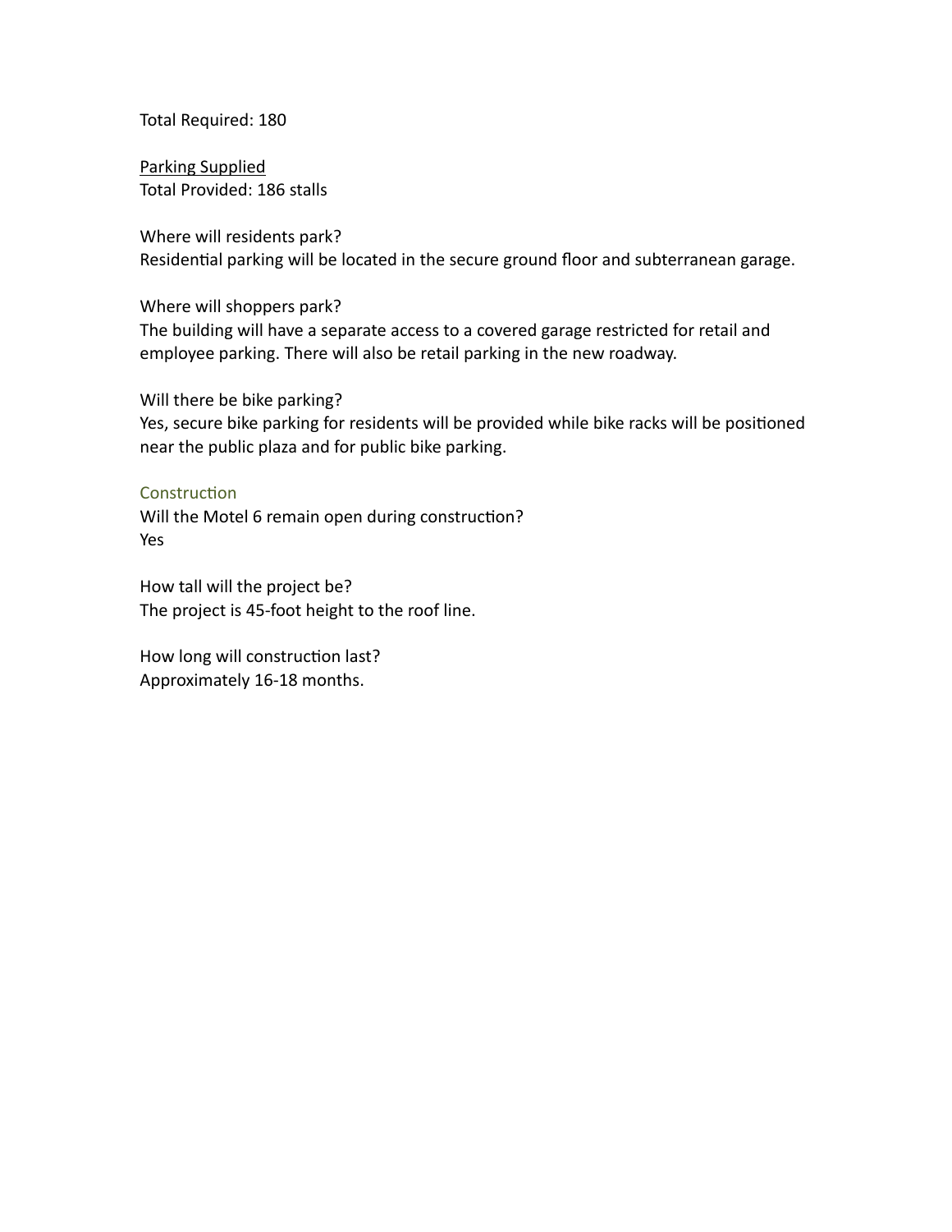Total Required: 180

<u>Parking Supplied</u>
Total Provided: 186 stalls

Where will residents park?
Residential parking will be located in the secure ground floor and subterranean garage.

Where will shoppers park?
The building will have a separate access to a covered garage restricted for retail and employee parking. There will also be retail parking in the new roadway.

Will there be bike parking?
Yes, secure bike parking for residents will be provided while bike racks will be positioned near the public plaza and for public bike parking.

## Construction

Will the Motel 6 remain open during construction?
Yes

How tall will the project be?
The project is 45-foot height to the roof line.

How long will construction last?
Approximately 16-18 months.